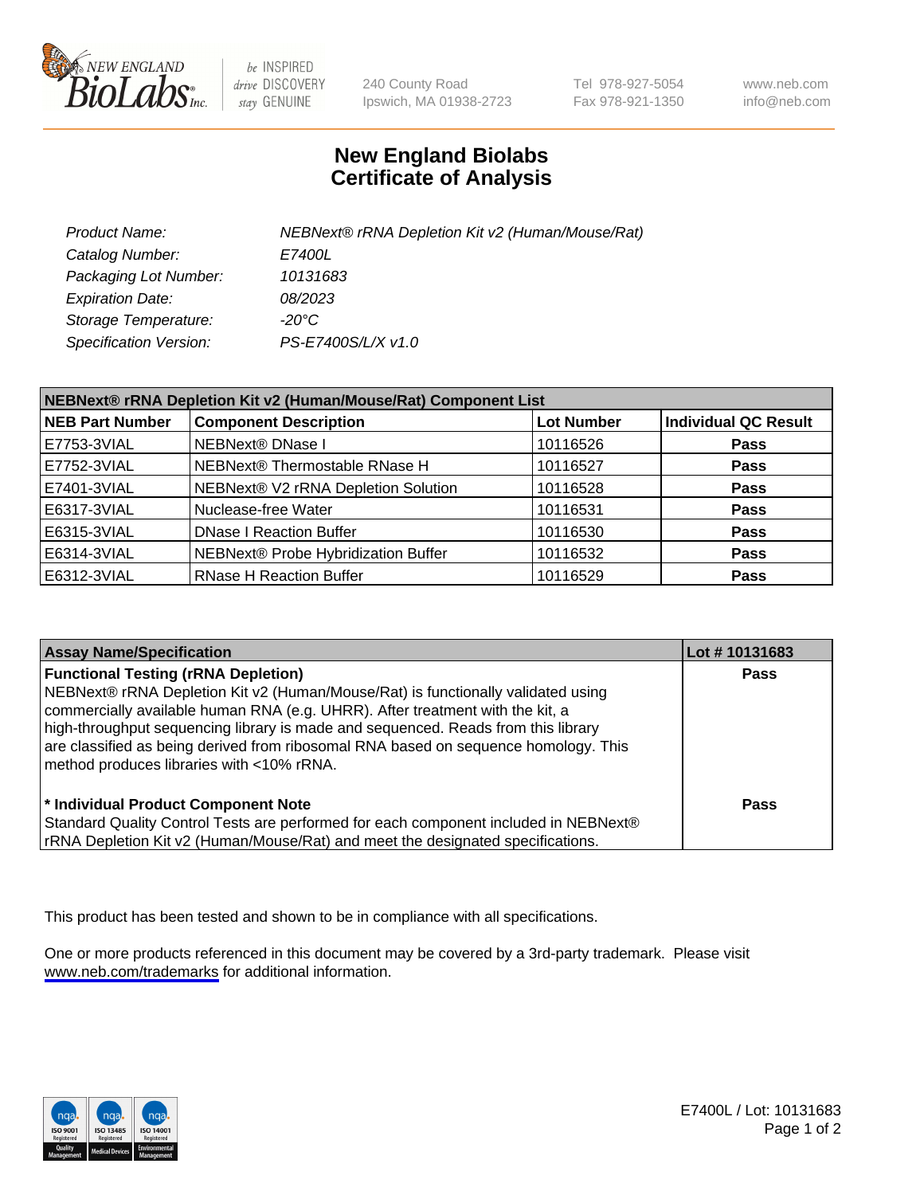# New England Biolabs
# Certificate of Analysis

| | |
|---|---|
| *Product Name:* | *NEBNext® rRNA Depletion Kit v2 (Human/Mouse/Rat)* |
| *Catalog Number:* | *E7400L* |
| *Packaging Lot Number:* | *10131683* |
| *Expiration Date:* | *08/2023* |
| *Storage Temperature:* | *-20°C* |
| *Specification Version:* | *PS-E7400S/L/X v1.0* |

| NEBNext® rRNA Depletion Kit v2 (Human/Mouse/Rat) Component List | | | |
|---|---|---|---|
| **NEB Part Number** | **Component Description** | **Lot Number** | **Individual QC Result** |
| E7753-3VIAL | NEBNext® DNase I | 10116526 | **Pass** |
| E7752-3VIAL | NEBNext® Thermostable RNase H | 10116527 | **Pass** |
| E7401-3VIAL | NEBNext® V2 rRNA Depletion Solution | 10116528 | **Pass** |
| E6317-3VIAL | Nuclease-free Water | 10116531 | **Pass** |
| E6315-3VIAL | DNase I Reaction Buffer | 10116530 | **Pass** |
| E6314-3VIAL | NEBNext® Probe Hybridization Buffer | 10116532 | **Pass** |
| E6312-3VIAL | RNase H Reaction Buffer | 10116529 | **Pass** |

| Assay Name/Specification | Lot # 10131683 |
|---|---|
| **Functional Testing (rRNA Depletion)**<br>NEBNext® rRNA Depletion Kit v2 (Human/Mouse/Rat) is functionally validated using commercially available human RNA (e.g. UHRR). After treatment with the kit, a high-throughput sequencing library is made and sequenced. Reads from this library are classified as being derived from ribosomal RNA based on sequence homology. This method produces libraries with <10% rRNA. | **Pass** |
| **\* Individual Product Component Note**<br>Standard Quality Control Tests are performed for each component included in NEBNext® rRNA Depletion Kit v2 (Human/Mouse/Rat) and meet the designated specifications. | **Pass** |

This product has been tested and shown to be in compliance with all specifications.

One or more products referenced in this document may be covered by a 3rd-party trademark. Please visit www.neb.com/trademarks for additional information.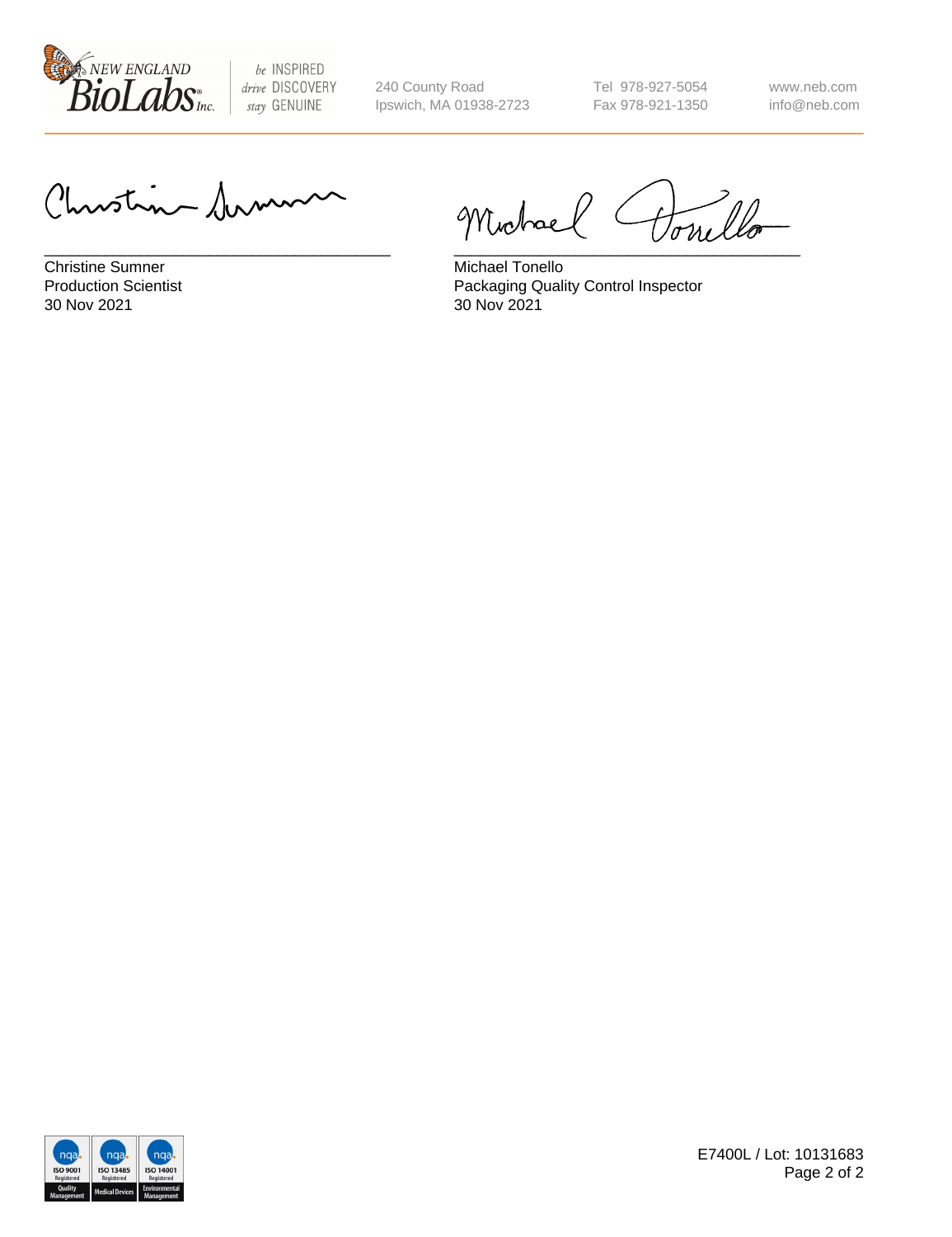Christine Sumner
Production Scientist
30 Nov 2021

Michael Tonello
Packaging Quality Control Inspector
30 Nov 2021

E7400L / Lot: 10131683